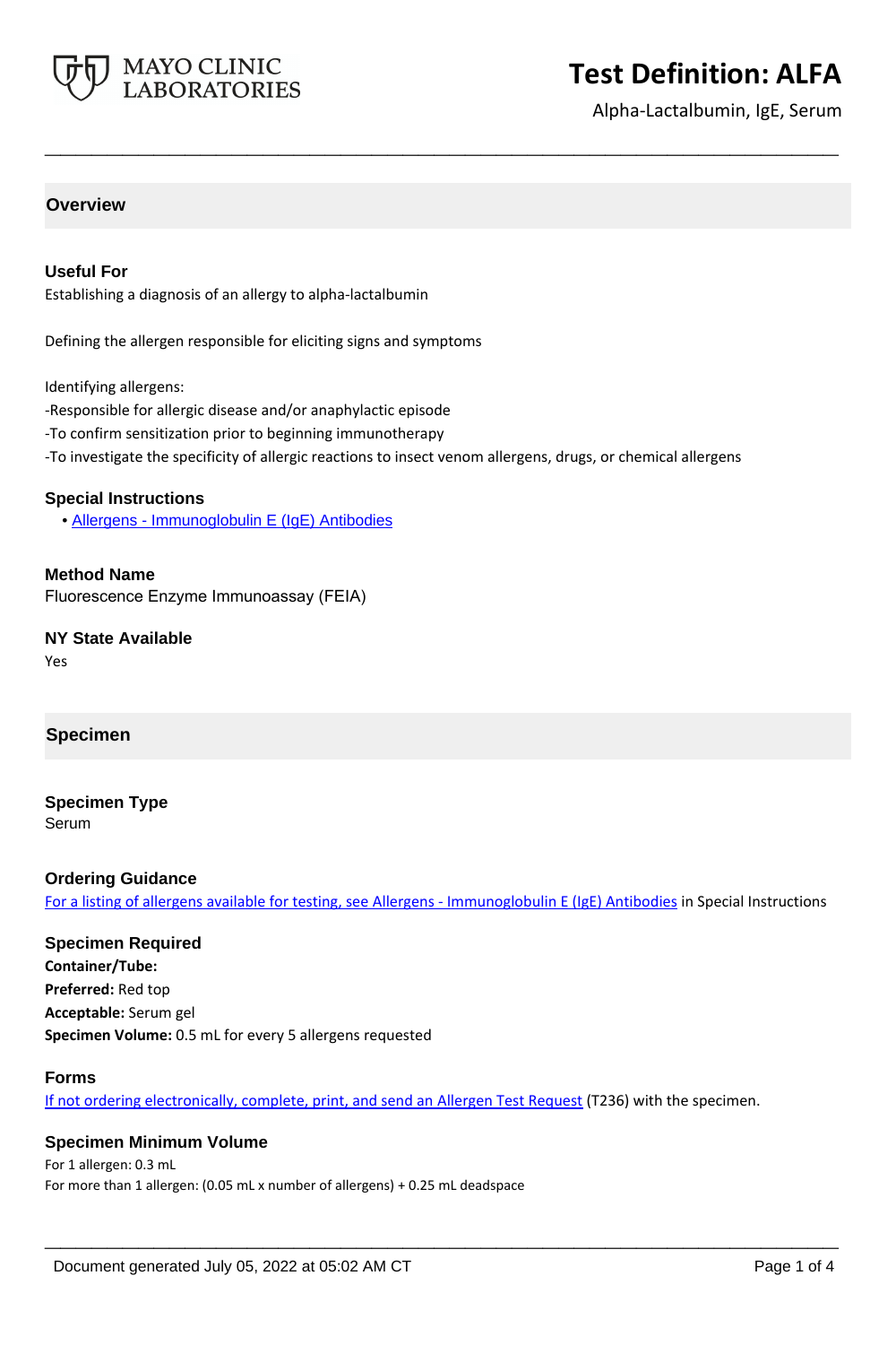# Test Definition: ALFA

Alpha-Lactalbumin, IgE, Serum

## Overview

### Useful For

Establishing a diagnosis of an allergy to alpha-lactalbumin

Defining the allergen responsible for eliciting signs and symptoms

Identifying allergens:

-Responsible for allergic disease and/or anaphylactic episode

-To confirm sensitization prior to beginning immunotherapy

-To investigate the specificity of allergic reactions to insect venom allergens, drugs, or chemical allergens

### Special Instructions

- Allergens - Immunoglobulin E (IgE) Antibodies

### Method Name

Fluorescence Enzyme Immunoassay (FEIA)

### NY State Available

Yes

## Specimen

### Specimen Type

Serum

### Ordering Guidance

For a listing of allergens available for testing, see Allergens - Immunoglobulin E (IgE) Antibodies in Special Instructions

### Specimen Required

**Container/Tube:**

**Preferred:** Red top

**Acceptable:** Serum gel

**Specimen Volume:** 0.5 mL for every 5 allergens requested

### Forms

If not ordering electronically, complete, print, and send an Allergen Test Request (T236) with the specimen.

### Specimen Minimum Volume

For 1 allergen: 0.3 mL

For more than 1 allergen: (0.05 mL x number of allergens) + 0.25 mL deadspace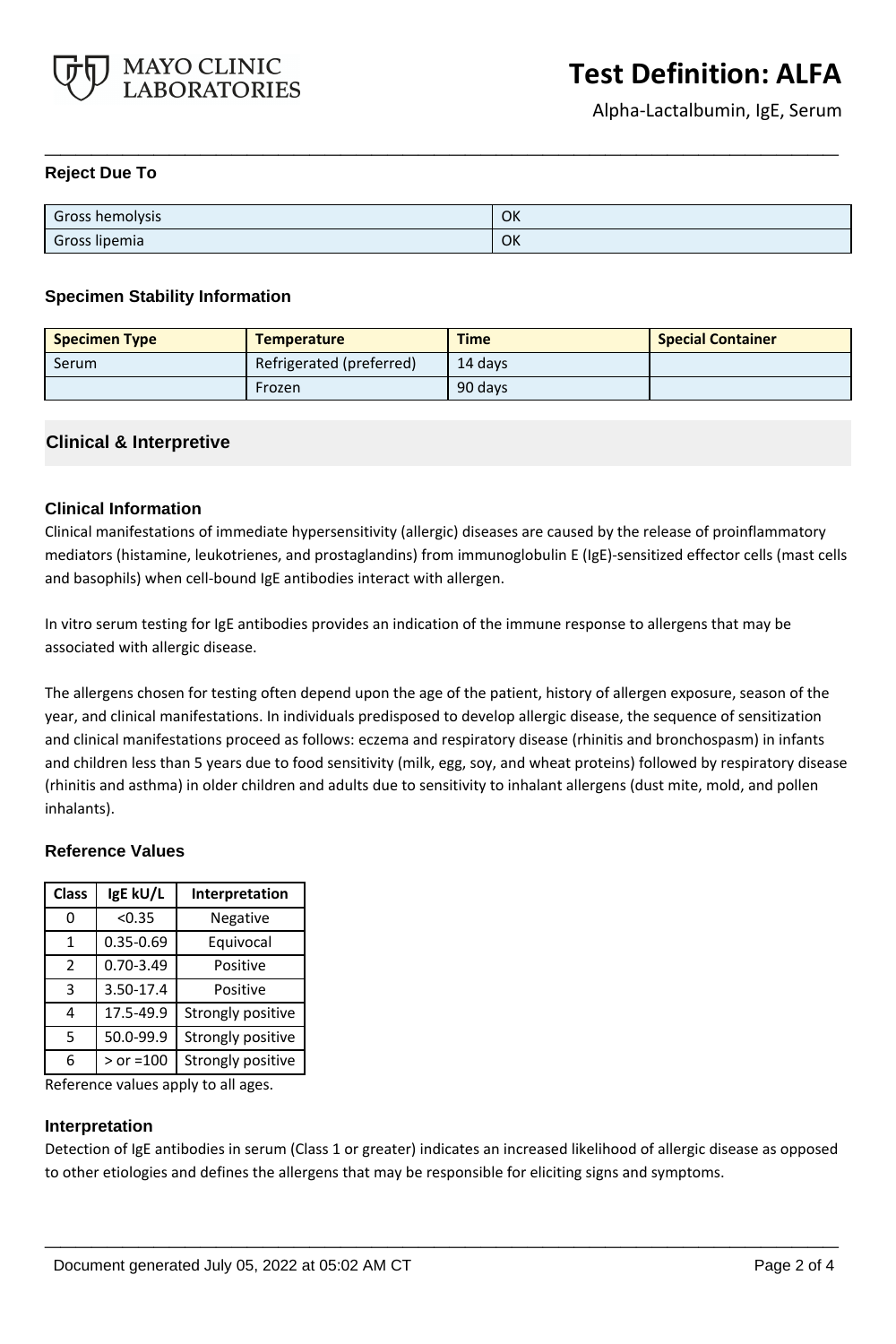### Reject Due To

| | |
|---|---|
| Gross hemolysis | OK |
| Gross lipemia | OK |

### Specimen Stability Information

| Specimen Type | Temperature | Time | Special Container |
|---|---|---|---|
| Serum | Refrigerated (preferred) | 14 days | |
| | Frozen | 90 days | |

## Clinical & Interpretive

### Clinical Information

Clinical manifestations of immediate hypersensitivity (allergic) diseases are caused by the release of proinflammatory mediators (histamine, leukotrienes, and prostaglandins) from immunoglobulin E (IgE)-sensitized effector cells (mast cells and basophils) when cell-bound IgE antibodies interact with allergen.

In vitro serum testing for IgE antibodies provides an indication of the immune response to allergens that may be associated with allergic disease.

The allergens chosen for testing often depend upon the age of the patient, history of allergen exposure, season of the year, and clinical manifestations. In individuals predisposed to develop allergic disease, the sequence of sensitization and clinical manifestations proceed as follows: eczema and respiratory disease (rhinitis and bronchospasm) in infants and children less than 5 years due to food sensitivity (milk, egg, soy, and wheat proteins) followed by respiratory disease (rhinitis and asthma) in older children and adults due to sensitivity to inhalant allergens (dust mite, mold, and pollen inhalants).

### Reference Values

| Class | IgE kU/L | Interpretation |
|---|---|---|
| 0 | <0.35 | Negative |
| 1 | 0.35-0.69 | Equivocal |
| 2 | 0.70-3.49 | Positive |
| 3 | 3.50-17.4 | Positive |
| 4 | 17.5-49.9 | Strongly positive |
| 5 | 50.0-99.9 | Strongly positive |
| 6 | > or =100 | Strongly positive |

Reference values apply to all ages.

### Interpretation

Detection of IgE antibodies in serum (Class 1 or greater) indicates an increased likelihood of allergic disease as opposed to other etiologies and defines the allergens that may be responsible for eliciting signs and symptoms.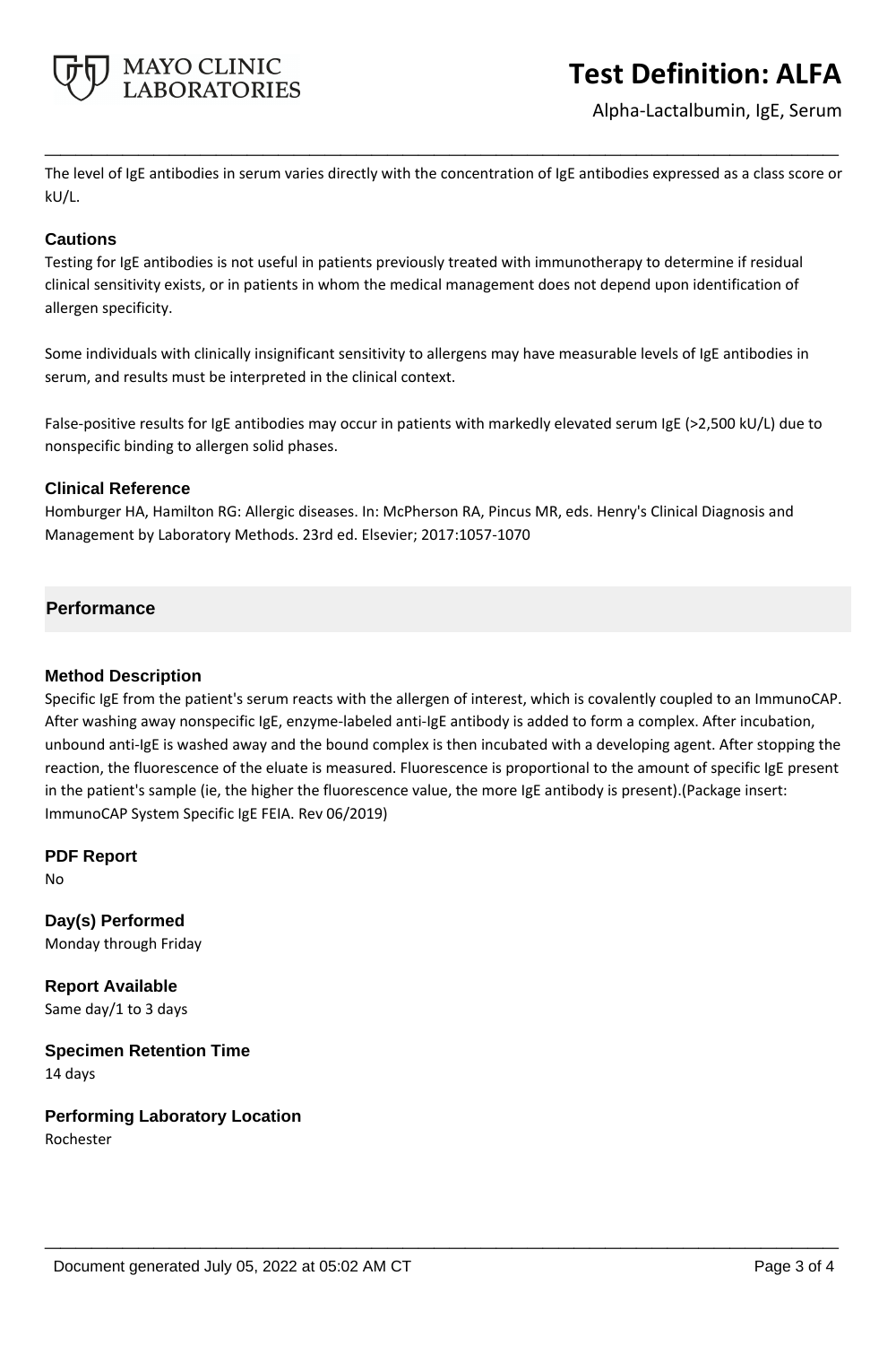The level of IgE antibodies in serum varies directly with the concentration of IgE antibodies expressed as a class score or kU/L.

### Cautions

Testing for IgE antibodies is not useful in patients previously treated with immunotherapy to determine if residual clinical sensitivity exists, or in patients in whom the medical management does not depend upon identification of allergen specificity.

Some individuals with clinically insignificant sensitivity to allergens may have measurable levels of IgE antibodies in serum, and results must be interpreted in the clinical context.

False-positive results for IgE antibodies may occur in patients with markedly elevated serum IgE (>2,500 kU/L) due to nonspecific binding to allergen solid phases.

### Clinical Reference

Homburger HA, Hamilton RG: Allergic diseases. In: McPherson RA, Pincus MR, eds. Henry's Clinical Diagnosis and Management by Laboratory Methods. 23rd ed. Elsevier; 2017:1057-1070

## Performance

### Method Description

Specific IgE from the patient's serum reacts with the allergen of interest, which is covalently coupled to an ImmunoCAP. After washing away nonspecific IgE, enzyme-labeled anti-IgE antibody is added to form a complex. After incubation, unbound anti-IgE is washed away and the bound complex is then incubated with a developing agent. After stopping the reaction, the fluorescence of the eluate is measured. Fluorescence is proportional to the amount of specific IgE present in the patient's sample (ie, the higher the fluorescence value, the more IgE antibody is present).(Package insert: ImmunoCAP System Specific IgE FEIA. Rev 06/2019)

### PDF Report

No

### Day(s) Performed

Monday through Friday

### Report Available

Same day/1 to 3 days

### Specimen Retention Time

14 days

### Performing Laboratory Location

Rochester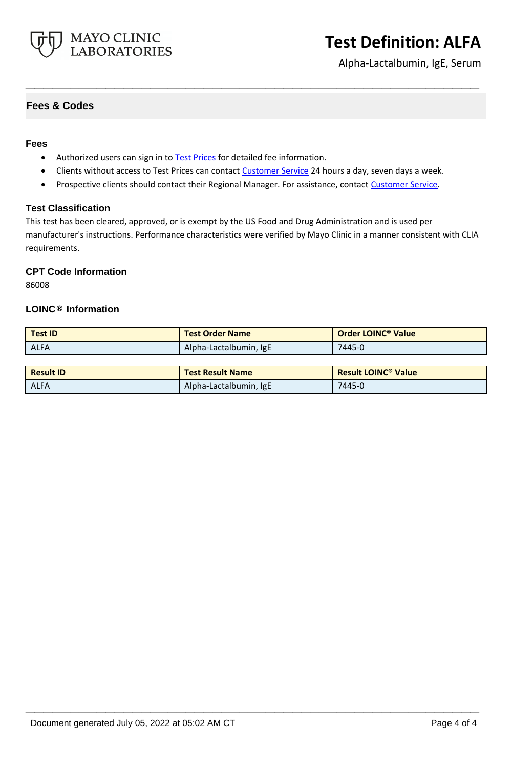## Fees & Codes

### Fees

- Authorized users can sign in to Test Prices for detailed fee information.
- Clients without access to Test Prices can contact Customer Service 24 hours a day, seven days a week.
- Prospective clients should contact their Regional Manager. For assistance, contact Customer Service.

### Test Classification

This test has been cleared, approved, or is exempt by the US Food and Drug Administration and is used per manufacturer's instructions. Performance characteristics were verified by Mayo Clinic in a manner consistent with CLIA requirements.

### CPT Code Information

86008

### LOINC® Information

| Test ID | Test Order Name | Order LOINC® Value |
|---|---|---|
| ALFA | Alpha-Lactalbumin, IgE | 7445-0 |

| Result ID | Test Result Name | Result LOINC® Value |
|---|---|---|
| ALFA | Alpha-Lactalbumin, IgE | 7445-0 |